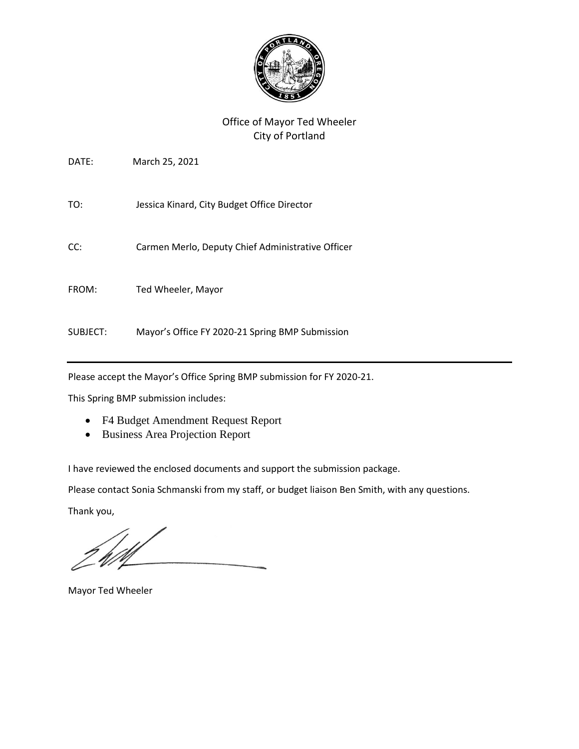Office of Mayor Ted Wheeler
City of Portland

DATE: March 25, 2021

TO: Jessica Kinard, City Budget Office Director

CC: Carmen Merlo, Deputy Chief Administrative Officer

FROM: Ted Wheeler, Mayor

SUBJECT: Mayor's Office FY 2020-21 Spring BMP Submission

---

Please accept the Mayor's Office Spring BMP submission for FY 2020-21.

This Spring BMP submission includes:

- F4 Budget Amendment Request Report
- Business Area Projection Report

I have reviewed the enclosed documents and support the submission package.

Please contact Sonia Schmanski from my staff, or budget liaison Ben Smith, with any questions.

Thank you,

Mayor Ted Wheeler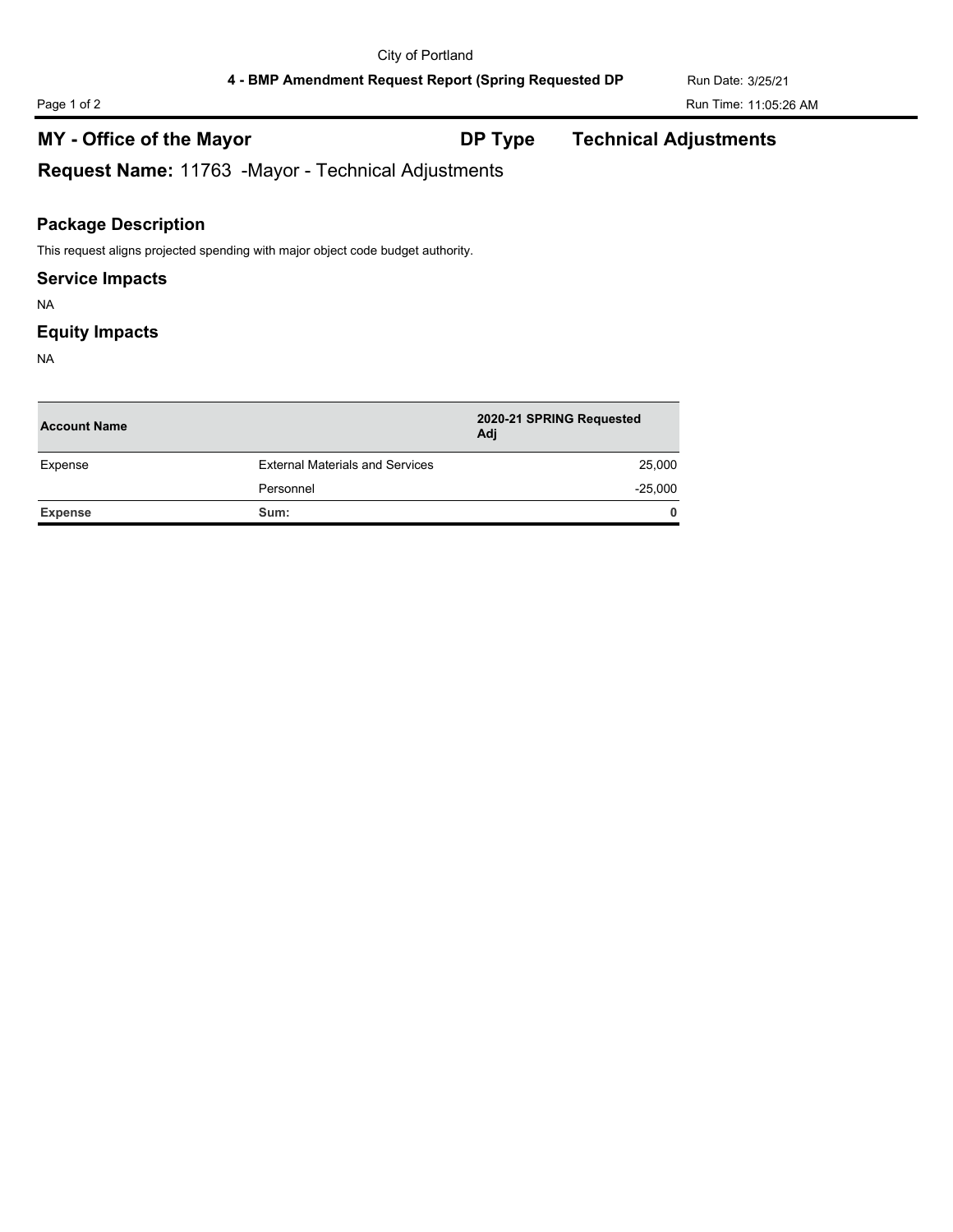## MY - Office of the Mayor

**DP Type** **Technical Adjustments**

**Request Name:** 11763 -Mayor - Technical Adjustments

### Package Description

This request aligns projected spending with major object code budget authority.

### Service Impacts

NA

### Equity Impacts

NA

| Account Name | | 2020-21 SPRING Requested Adj |
|---|---|---|
| Expense | External Materials and Services | 25,000 |
| | Personnel | -25,000 |
| **Expense** | **Sum:** | **0** |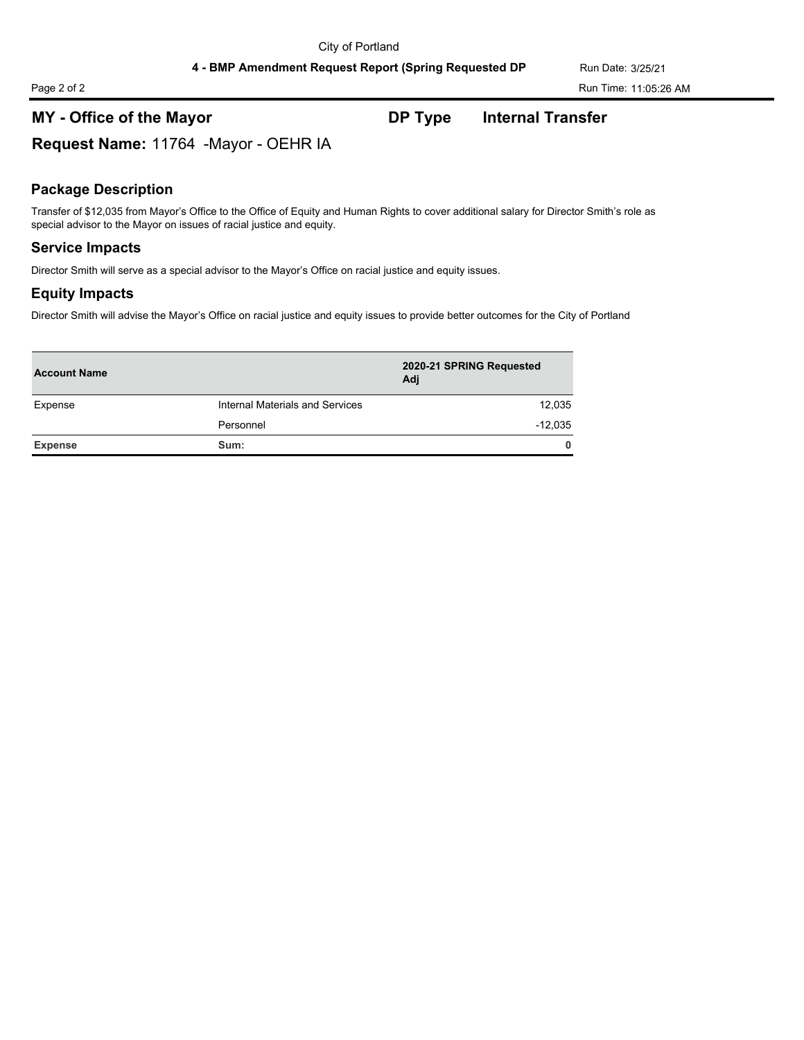## MY - Office of the Mayor

**DP Type** Internal Transfer

**Request Name:** 11764 -Mayor - OEHR IA

### Package Description

Transfer of $12,035 from Mayor's Office to the Office of Equity and Human Rights to cover additional salary for Director Smith's role as special advisor to the Mayor on issues of racial justice and equity.

### Service Impacts

Director Smith will serve as a special advisor to the Mayor's Office on racial justice and equity issues.

### Equity Impacts

Director Smith will advise the Mayor's Office on racial justice and equity issues to provide better outcomes for the City of Portland

| Account Name | | 2020-21 SPRING Requested Adj |
|---|---|---|
| Expense | Internal Materials and Services | 12,035 |
| | Personnel | -12,035 |
| **Expense** | **Sum:** | **0** |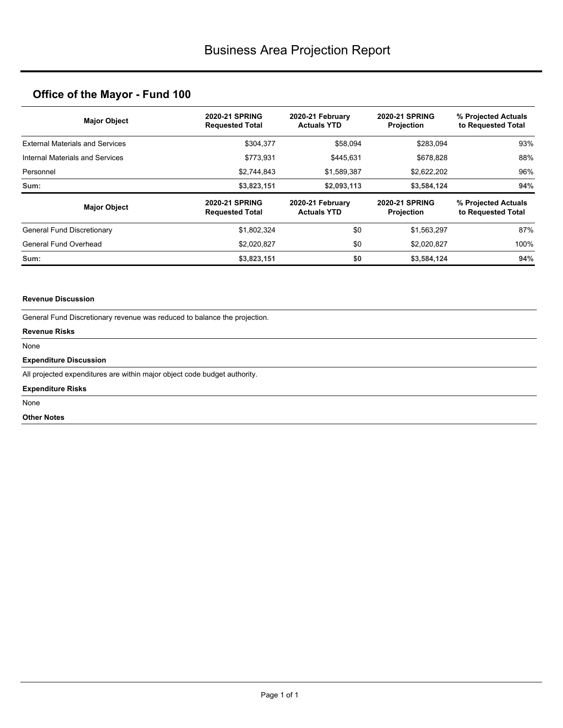# Business Area Projection Report

## Office of the Mayor - Fund 100

| Major Object | 2020-21 SPRING Requested Total | 2020-21 February Actuals YTD | 2020-21 SPRING Projection | % Projected Actuals to Requested Total |
|---|---|---|---|---|
| External Materials and Services | $304,377 | $58,094 | $283,094 | 93% |
| Internal Materials and Services | $773,931 | $445,631 | $678,828 | 88% |
| Personnel | $2,744,843 | $1,589,387 | $2,622,202 | 96% |
| **Sum:** | **$3,823,151** | **$2,093,113** | **$3,584,124** | **94%** |

| Major Object | 2020-21 SPRING Requested Total | 2020-21 February Actuals YTD | 2020-21 SPRING Projection | % Projected Actuals to Requested Total |
|---|---|---|---|---|
| General Fund Discretionary | $1,802,324 | $0 | $1,563,297 | 87% |
| General Fund Overhead | $2,020,827 | $0 | $2,020,827 | 100% |
| **Sum:** | **$3,823,151** | **$0** | **$3,584,124** | **94%** |

**Revenue Discussion**

General Fund Discretionary revenue was reduced to balance the projection.

**Revenue Risks**

None

**Expenditure Discussion**

All projected expenditures are within major object code budget authority.

**Expenditure Risks**

None

**Other Notes**